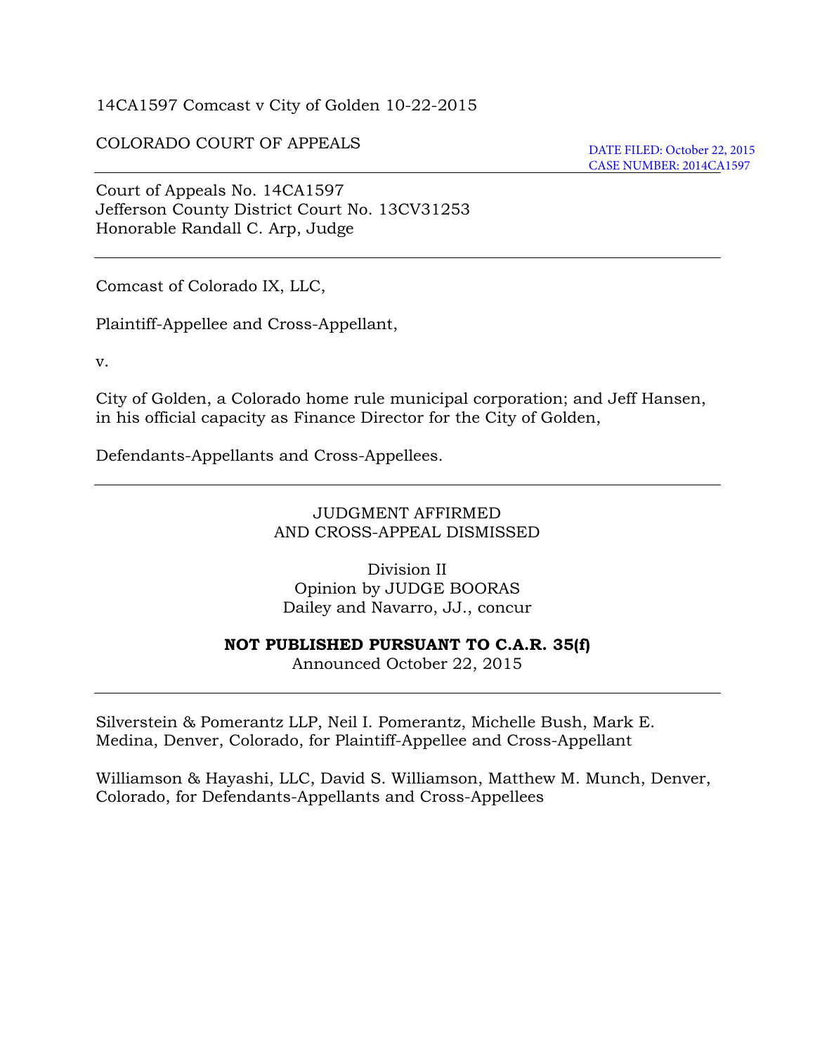14CA1597 Comcast v City of Golden 10-22-2015

COLORADO COURT OF APPEALS

DATE FILED: October 22, 2015
CASE NUMBER: 2014CA1597

---

Court of Appeals No. 14CA1597
Jefferson County District Court No. 13CV31253
Honorable Randall C. Arp, Judge

---

Comcast of Colorado IX, LLC,

Plaintiff-Appellee and Cross-Appellant,

v.

City of Golden, a Colorado home rule municipal corporation; and Jeff Hansen, in his official capacity as Finance Director for the City of Golden,

Defendants-Appellants and Cross-Appellees.

---

JUDGMENT AFFIRMED
AND CROSS-APPEAL DISMISSED

Division II
Opinion by JUDGE BOORAS
Dailey and Navarro, JJ., concur

**NOT PUBLISHED PURSUANT TO C.A.R. 35(f)**
Announced October 22, 2015

---

Silverstein & Pomerantz LLP, Neil I. Pomerantz, Michelle Bush, Mark E. Medina, Denver, Colorado, for Plaintiff-Appellee and Cross-Appellant

Williamson & Hayashi, LLC, David S. Williamson, Matthew M. Munch, Denver, Colorado, for Defendants-Appellants and Cross-Appellees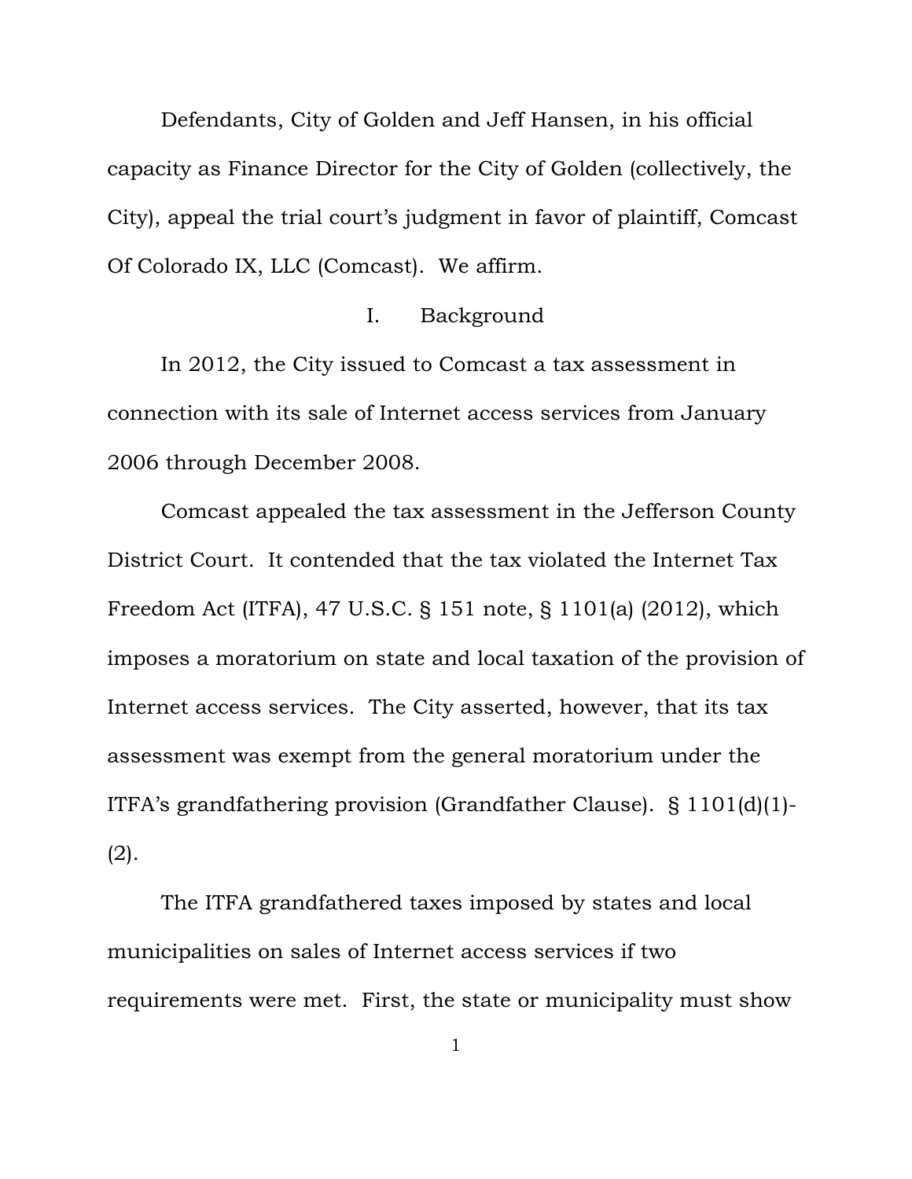Defendants, City of Golden and Jeff Hansen, in his official capacity as Finance Director for the City of Golden (collectively, the City), appeal the trial court's judgment in favor of plaintiff, Comcast Of Colorado IX, LLC (Comcast). We affirm.

## I. Background

In 2012, the City issued to Comcast a tax assessment in connection with its sale of Internet access services from January 2006 through December 2008.

Comcast appealed the tax assessment in the Jefferson County District Court. It contended that the tax violated the Internet Tax Freedom Act (ITFA), 47 U.S.C. § 151 note, § 1101(a) (2012), which imposes a moratorium on state and local taxation of the provision of Internet access services. The City asserted, however, that its tax assessment was exempt from the general moratorium under the ITFA's grandfathering provision (Grandfather Clause). § 1101(d)(1)-(2).

The ITFA grandfathered taxes imposed by states and local municipalities on sales of Internet access services if two requirements were met. First, the state or municipality must show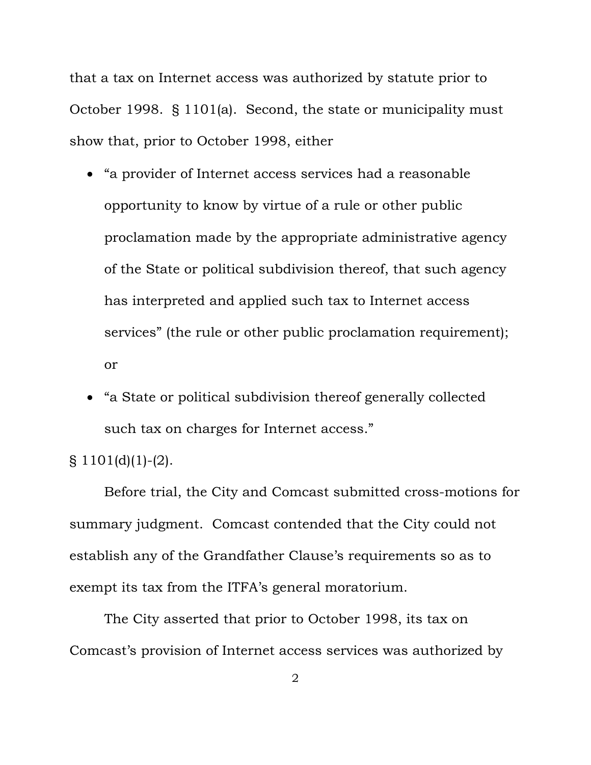that a tax on Internet access was authorized by statute prior to October 1998. § 1101(a). Second, the state or municipality must show that, prior to October 1998, either

- "a provider of Internet access services had a reasonable opportunity to know by virtue of a rule or other public proclamation made by the appropriate administrative agency of the State or political subdivision thereof, that such agency has interpreted and applied such tax to Internet access services" (the rule or other public proclamation requirement); or
- "a State or political subdivision thereof generally collected such tax on charges for Internet access."

§ 1101(d)(1)-(2).

Before trial, the City and Comcast submitted cross-motions for summary judgment. Comcast contended that the City could not establish any of the Grandfather Clause's requirements so as to exempt its tax from the ITFA's general moratorium.

The City asserted that prior to October 1998, its tax on Comcast's provision of Internet access services was authorized by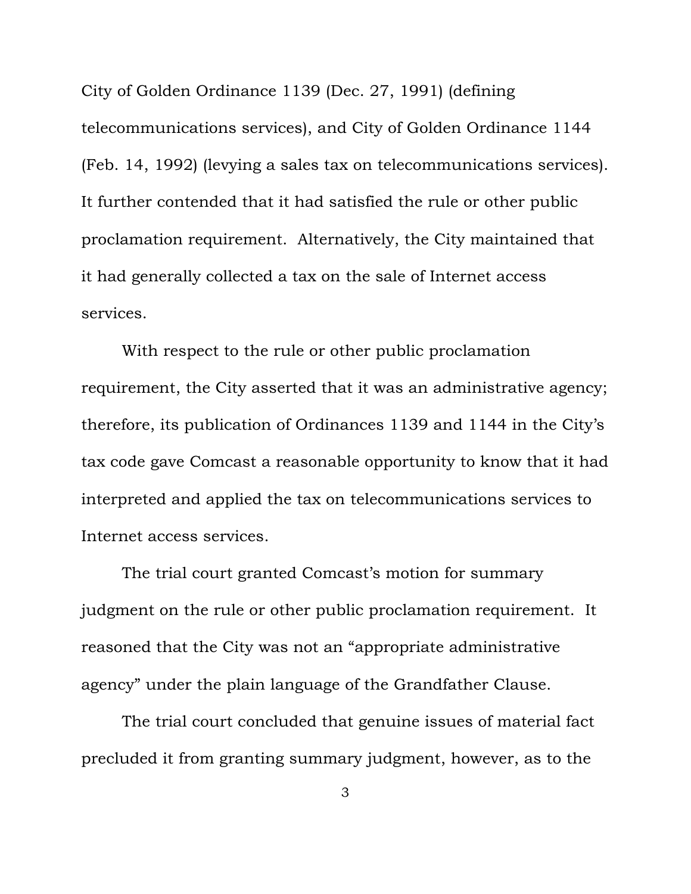City of Golden Ordinance 1139 (Dec. 27, 1991) (defining telecommunications services), and City of Golden Ordinance 1144 (Feb. 14, 1992) (levying a sales tax on telecommunications services). It further contended that it had satisfied the rule or other public proclamation requirement. Alternatively, the City maintained that it had generally collected a tax on the sale of Internet access services.

With respect to the rule or other public proclamation requirement, the City asserted that it was an administrative agency; therefore, its publication of Ordinances 1139 and 1144 in the City's tax code gave Comcast a reasonable opportunity to know that it had interpreted and applied the tax on telecommunications services to Internet access services.

The trial court granted Comcast's motion for summary judgment on the rule or other public proclamation requirement. It reasoned that the City was not an "appropriate administrative agency" under the plain language of the Grandfather Clause.

The trial court concluded that genuine issues of material fact precluded it from granting summary judgment, however, as to the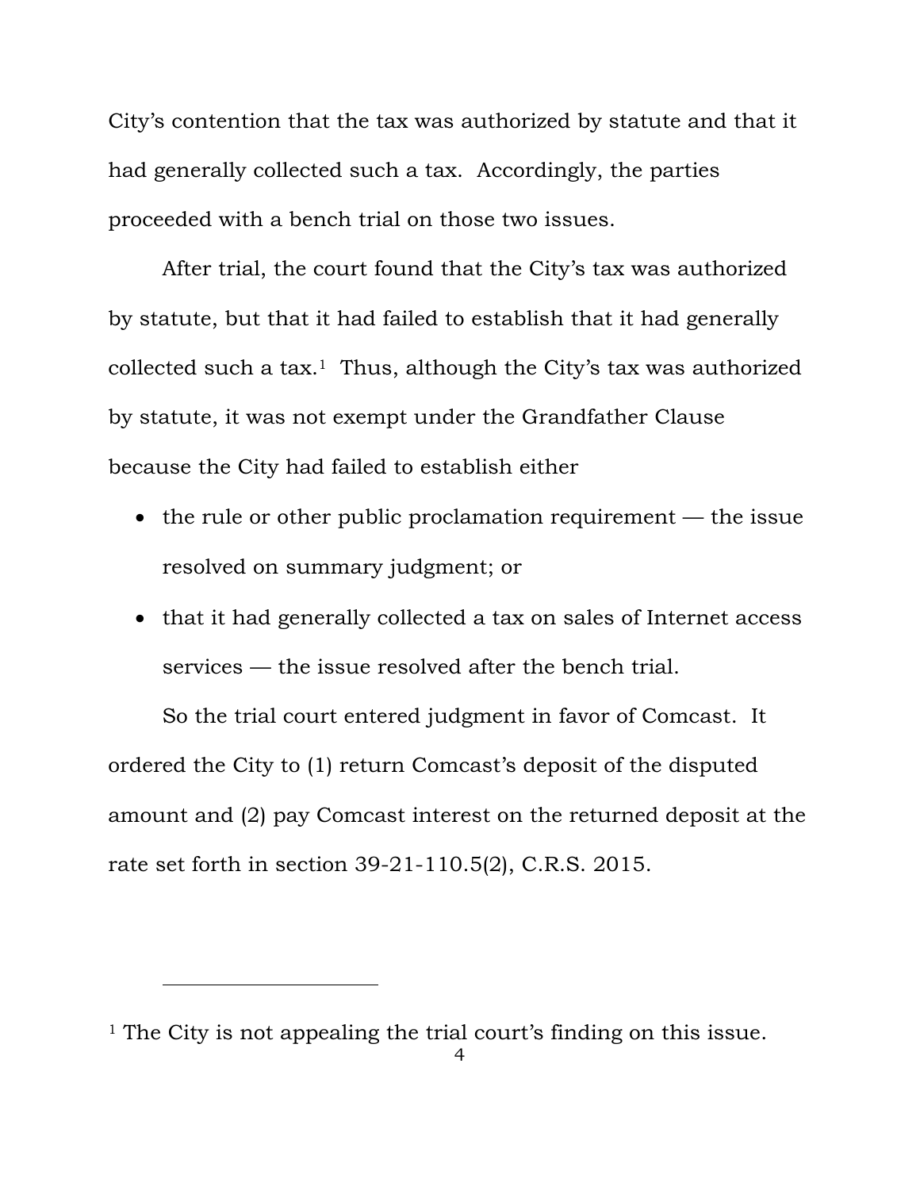City's contention that the tax was authorized by statute and that it had generally collected such a tax. Accordingly, the parties proceeded with a bench trial on those two issues.

After trial, the court found that the City's tax was authorized by statute, but that it had failed to establish that it had generally collected such a tax.[1] Thus, although the City's tax was authorized by statute, it was not exempt under the Grandfather Clause because the City had failed to establish either

- the rule or other public proclamation requirement — the issue resolved on summary judgment; or
- that it had generally collected a tax on sales of Internet access services — the issue resolved after the bench trial.

So the trial court entered judgment in favor of Comcast. It ordered the City to (1) return Comcast's deposit of the disputed amount and (2) pay Comcast interest on the returned deposit at the rate set forth in section 39-21-110.5(2), C.R.S. 2015.

---

[1] The City is not appealing the trial court's finding on this issue.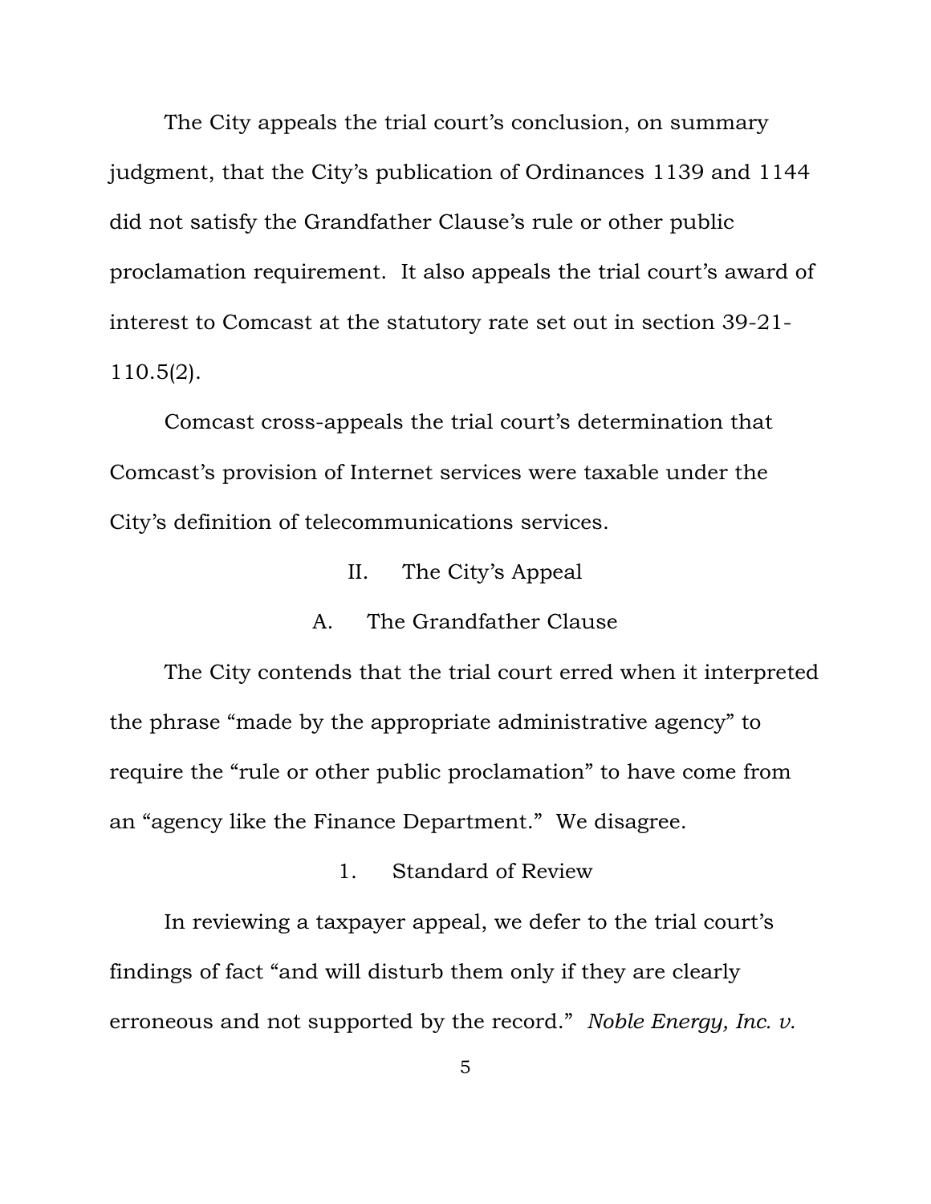The City appeals the trial court's conclusion, on summary judgment, that the City's publication of Ordinances 1139 and 1144 did not satisfy the Grandfather Clause's rule or other public proclamation requirement. It also appeals the trial court's award of interest to Comcast at the statutory rate set out in section 39-21-110.5(2).

Comcast cross-appeals the trial court's determination that Comcast's provision of Internet services were taxable under the City's definition of telecommunications services.

## II. The City's Appeal

### A. The Grandfather Clause

The City contends that the trial court erred when it interpreted the phrase "made by the appropriate administrative agency" to require the "rule or other public proclamation" to have come from an "agency like the Finance Department." We disagree.

#### 1. Standard of Review

In reviewing a taxpayer appeal, we defer to the trial court's findings of fact "and will disturb them only if they are clearly erroneous and not supported by the record." *Noble Energy, Inc. v.*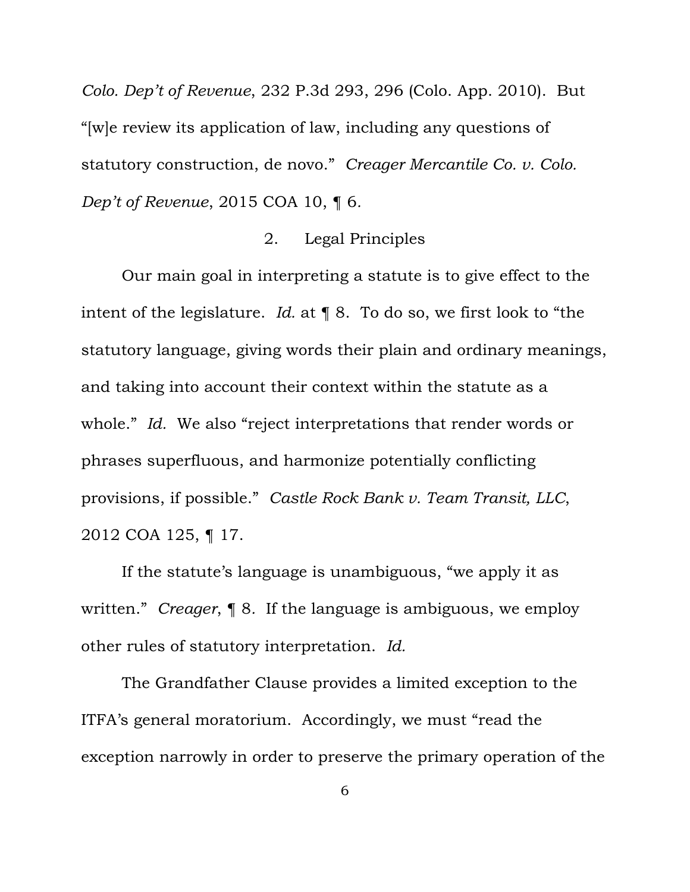*Colo. Dep't of Revenue*, 232 P.3d 293, 296 (Colo. App. 2010). But "[w]e review its application of law, including any questions of statutory construction, de novo." *Creager Mercantile Co. v. Colo. Dep't of Revenue*, 2015 COA 10, ¶ 6.

### 2. Legal Principles

Our main goal in interpreting a statute is to give effect to the intent of the legislature. *Id.* at ¶ 8. To do so, we first look to "the statutory language, giving words their plain and ordinary meanings, and taking into account their context within the statute as a whole." *Id.* We also "reject interpretations that render words or phrases superfluous, and harmonize potentially conflicting provisions, if possible." *Castle Rock Bank v. Team Transit, LLC*, 2012 COA 125, ¶ 17.

If the statute's language is unambiguous, "we apply it as written." *Creager*, ¶ 8. If the language is ambiguous, we employ other rules of statutory interpretation. *Id.*

The Grandfather Clause provides a limited exception to the ITFA's general moratorium. Accordingly, we must "read the exception narrowly in order to preserve the primary operation of the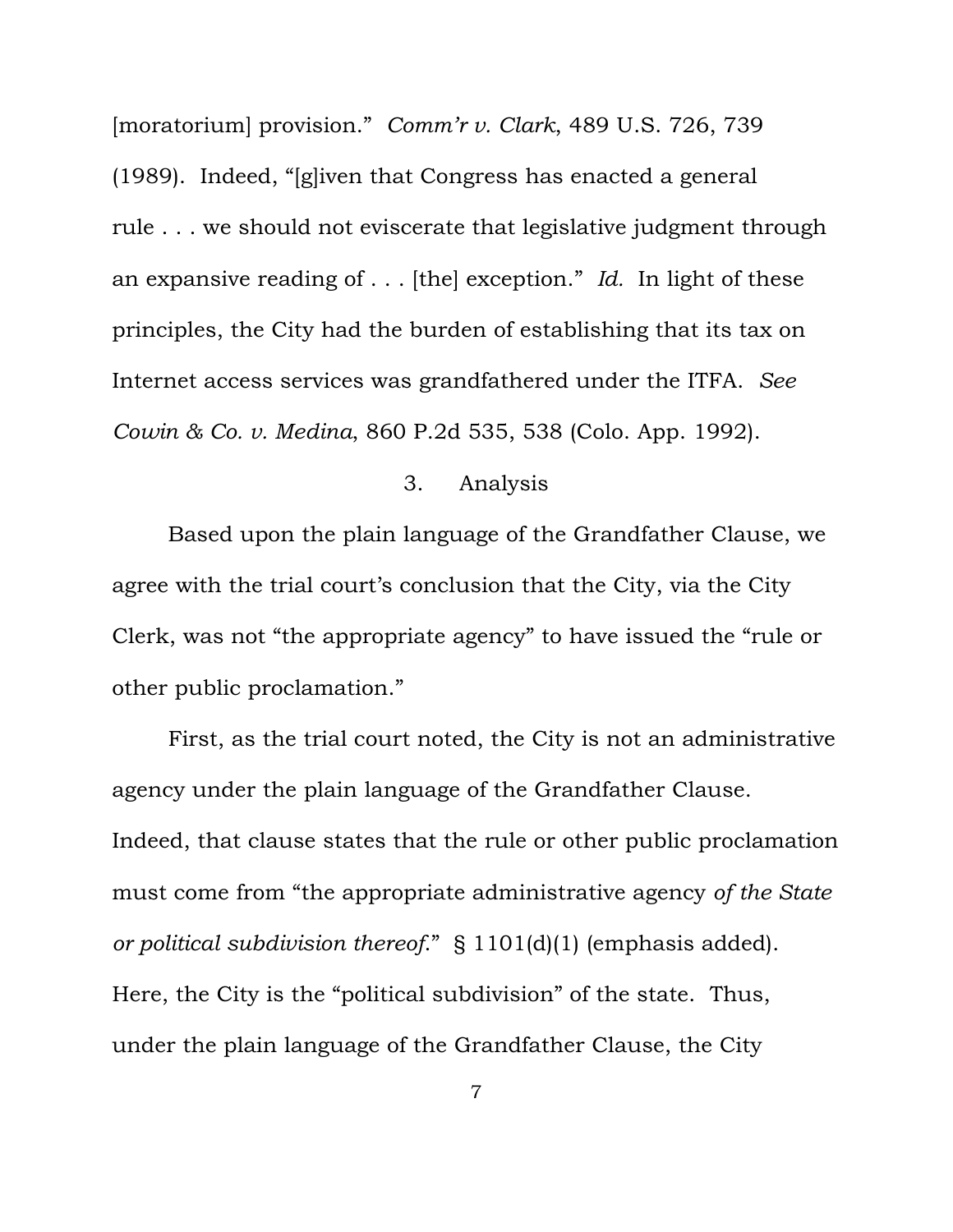[moratorium] provision." *Comm'r v. Clark*, 489 U.S. 726, 739 (1989). Indeed, "[g]iven that Congress has enacted a general rule . . . we should not eviscerate that legislative judgment through an expansive reading of . . . [the] exception." *Id.* In light of these principles, the City had the burden of establishing that its tax on Internet access services was grandfathered under the ITFA. *See Cowin & Co. v. Medina*, 860 P.2d 535, 538 (Colo. App. 1992).

### 3. Analysis

Based upon the plain language of the Grandfather Clause, we agree with the trial court's conclusion that the City, via the City Clerk, was not "the appropriate agency" to have issued the "rule or other public proclamation."

First, as the trial court noted, the City is not an administrative agency under the plain language of the Grandfather Clause. Indeed, that clause states that the rule or other public proclamation must come from "the appropriate administrative agency *of the State or political subdivision thereof*." § 1101(d)(1) (emphasis added). Here, the City is the "political subdivision" of the state. Thus, under the plain language of the Grandfather Clause, the City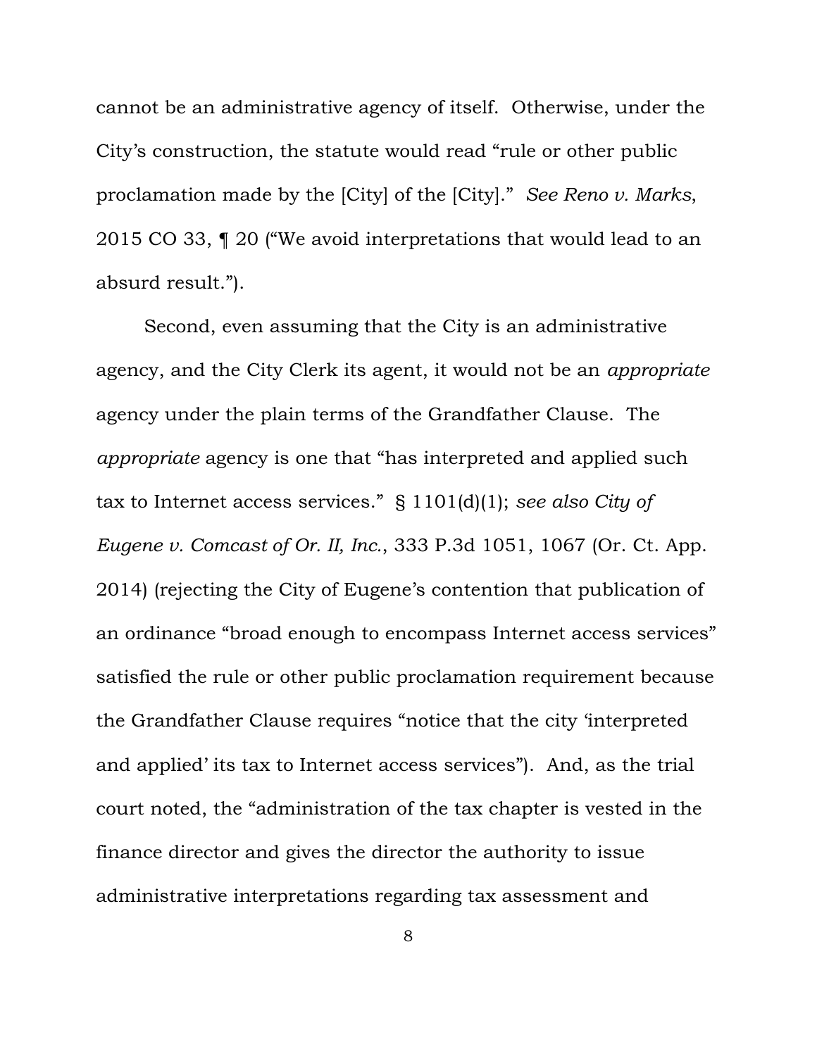cannot be an administrative agency of itself. Otherwise, under the City's construction, the statute would read "rule or other public proclamation made by the [City] of the [City]." *See Reno v. Marks*, 2015 CO 33, ¶ 20 ("We avoid interpretations that would lead to an absurd result.").

Second, even assuming that the City is an administrative agency, and the City Clerk its agent, it would not be an *appropriate* agency under the plain terms of the Grandfather Clause. The *appropriate* agency is one that "has interpreted and applied such tax to Internet access services." § 1101(d)(1); *see also City of Eugene v. Comcast of Or. II, Inc.*, 333 P.3d 1051, 1067 (Or. Ct. App. 2014) (rejecting the City of Eugene's contention that publication of an ordinance "broad enough to encompass Internet access services" satisfied the rule or other public proclamation requirement because the Grandfather Clause requires "notice that the city 'interpreted and applied' its tax to Internet access services"). And, as the trial court noted, the "administration of the tax chapter is vested in the finance director and gives the director the authority to issue administrative interpretations regarding tax assessment and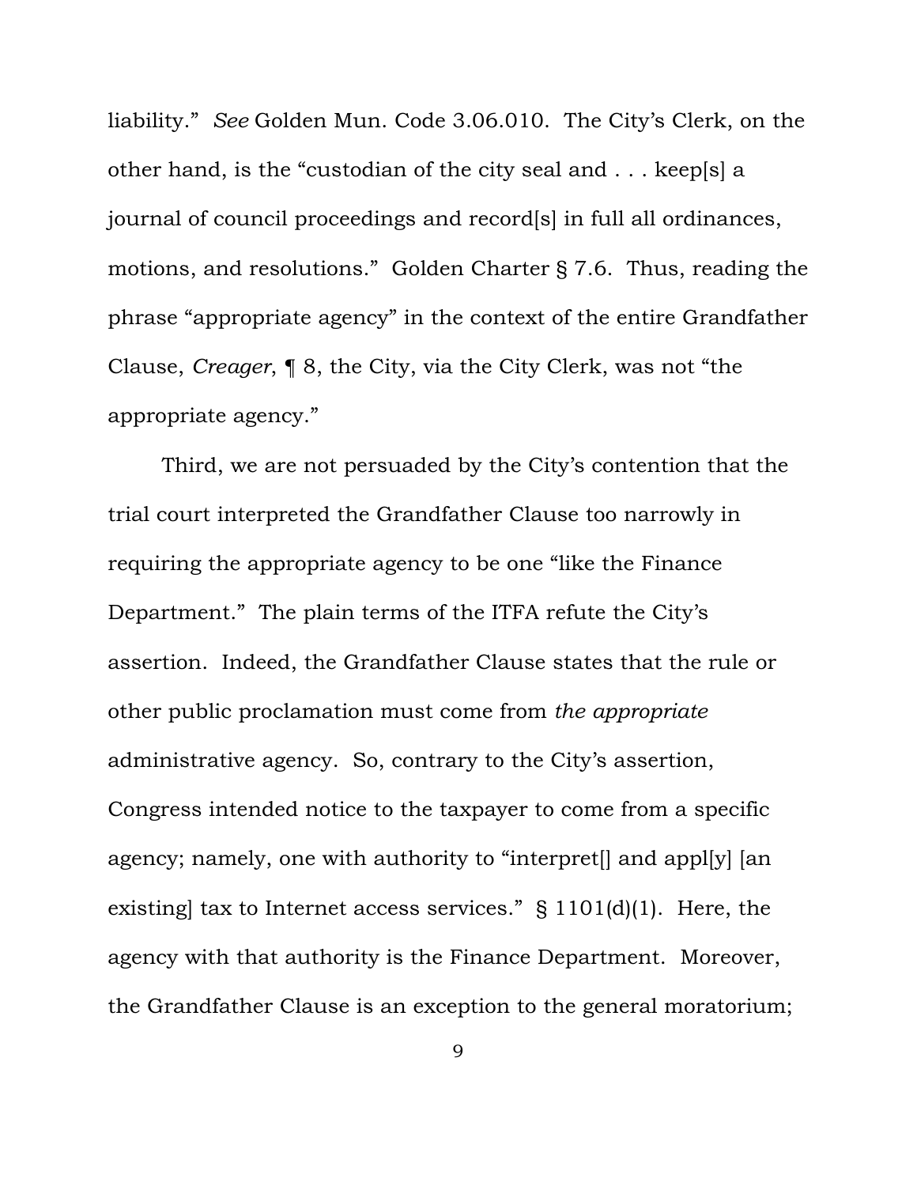liability." *See* Golden Mun. Code 3.06.010. The City's Clerk, on the other hand, is the "custodian of the city seal and . . . keep[s] a journal of council proceedings and record[s] in full all ordinances, motions, and resolutions." Golden Charter § 7.6. Thus, reading the phrase "appropriate agency" in the context of the entire Grandfather Clause, *Creager*, ¶ 8, the City, via the City Clerk, was not "the appropriate agency."

Third, we are not persuaded by the City's contention that the trial court interpreted the Grandfather Clause too narrowly in requiring the appropriate agency to be one "like the Finance Department." The plain terms of the ITFA refute the City's assertion. Indeed, the Grandfather Clause states that the rule or other public proclamation must come from *the appropriate* administrative agency. So, contrary to the City's assertion, Congress intended notice to the taxpayer to come from a specific agency; namely, one with authority to "interpret[] and appl[y] [an existing] tax to Internet access services." § 1101(d)(1). Here, the agency with that authority is the Finance Department. Moreover, the Grandfather Clause is an exception to the general moratorium;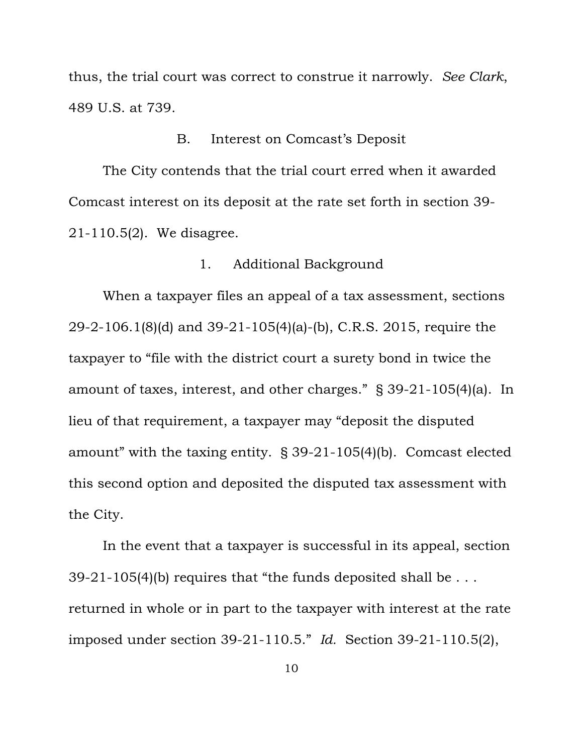thus, the trial court was correct to construe it narrowly. *See Clark*, 489 U.S. at 739.

### B. Interest on Comcast's Deposit

The City contends that the trial court erred when it awarded Comcast interest on its deposit at the rate set forth in section 39-21-110.5(2). We disagree.

#### 1. Additional Background

When a taxpayer files an appeal of a tax assessment, sections 29-2-106.1(8)(d) and 39-21-105(4)(a)-(b), C.R.S. 2015, require the taxpayer to "file with the district court a surety bond in twice the amount of taxes, interest, and other charges." § 39-21-105(4)(a). In lieu of that requirement, a taxpayer may "deposit the disputed amount" with the taxing entity. § 39-21-105(4)(b). Comcast elected this second option and deposited the disputed tax assessment with the City.

In the event that a taxpayer is successful in its appeal, section 39-21-105(4)(b) requires that "the funds deposited shall be . . . returned in whole or in part to the taxpayer with interest at the rate imposed under section 39-21-110.5." *Id.* Section 39-21-110.5(2),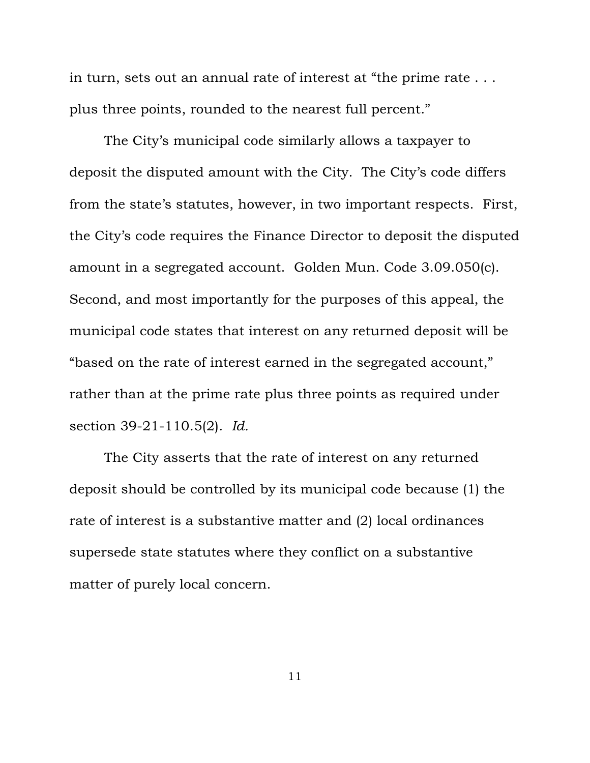in turn, sets out an annual rate of interest at "the prime rate . . . plus three points, rounded to the nearest full percent."

The City's municipal code similarly allows a taxpayer to deposit the disputed amount with the City. The City's code differs from the state's statutes, however, in two important respects. First, the City's code requires the Finance Director to deposit the disputed amount in a segregated account. Golden Mun. Code 3.09.050(c). Second, and most importantly for the purposes of this appeal, the municipal code states that interest on any returned deposit will be "based on the rate of interest earned in the segregated account," rather than at the prime rate plus three points as required under section 39-21-110.5(2). *Id.*

The City asserts that the rate of interest on any returned deposit should be controlled by its municipal code because (1) the rate of interest is a substantive matter and (2) local ordinances supersede state statutes where they conflict on a substantive matter of purely local concern.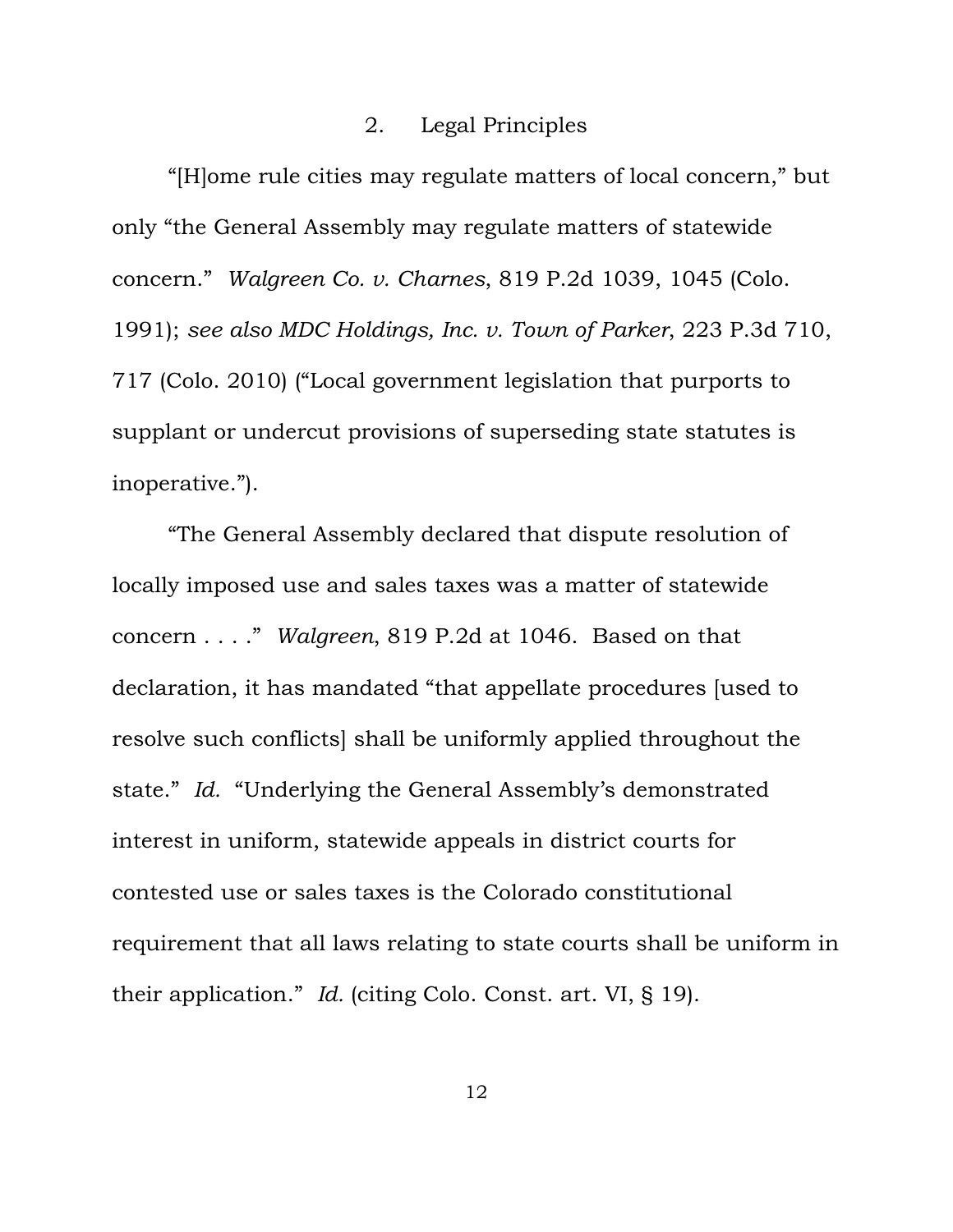### 2. Legal Principles

"[H]ome rule cities may regulate matters of local concern," but only "the General Assembly may regulate matters of statewide concern." *Walgreen Co. v. Charnes*, 819 P.2d 1039, 1045 (Colo. 1991); *see also MDC Holdings, Inc. v. Town of Parker*, 223 P.3d 710, 717 (Colo. 2010) ("Local government legislation that purports to supplant or undercut provisions of superseding state statutes is inoperative.").

"The General Assembly declared that dispute resolution of locally imposed use and sales taxes was a matter of statewide concern . . . ." *Walgreen*, 819 P.2d at 1046. Based on that declaration, it has mandated "that appellate procedures [used to resolve such conflicts] shall be uniformly applied throughout the state." *Id.* "Underlying the General Assembly's demonstrated interest in uniform, statewide appeals in district courts for contested use or sales taxes is the Colorado constitutional requirement that all laws relating to state courts shall be uniform in their application." *Id.* (citing Colo. Const. art. VI, § 19).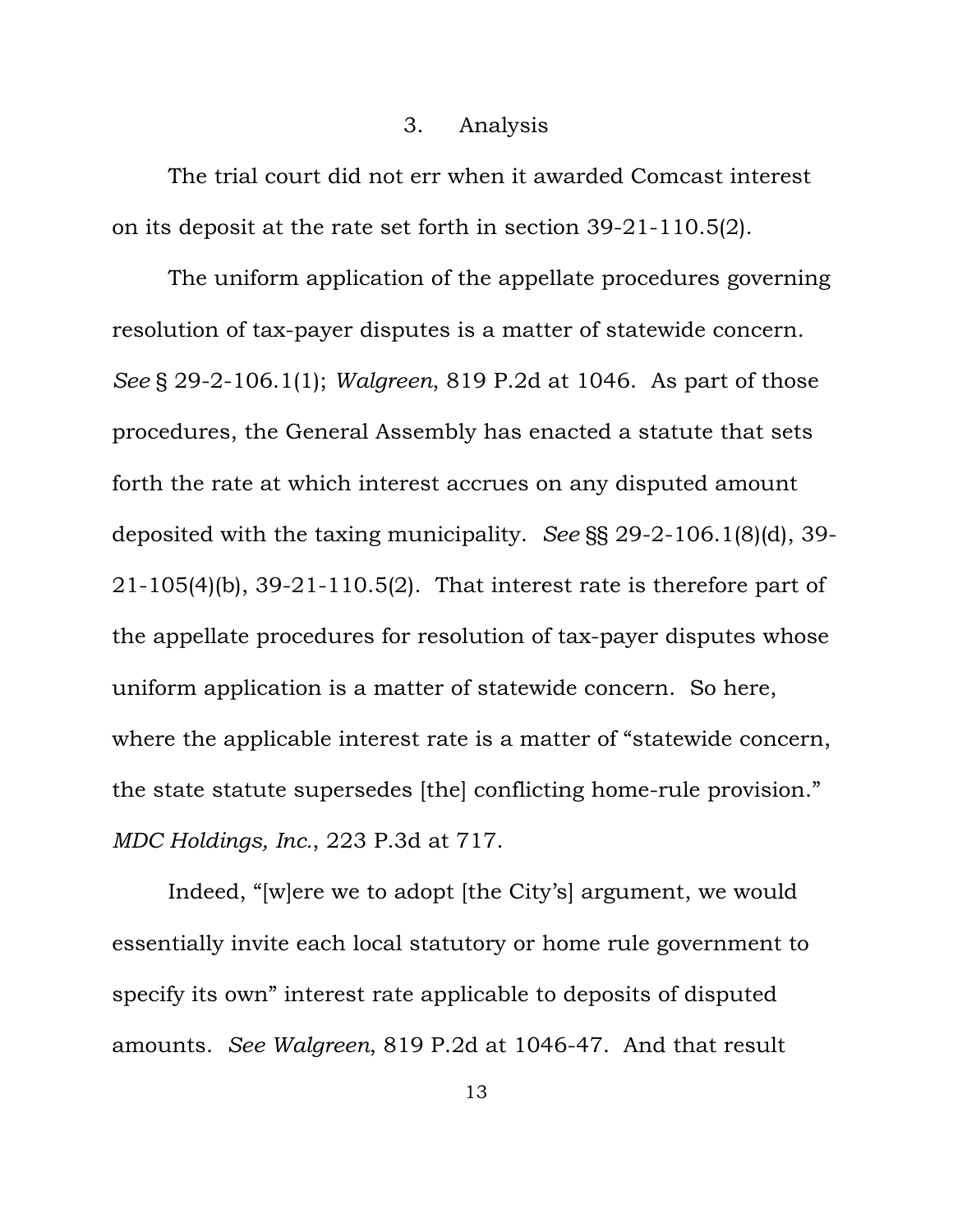### 3. Analysis

The trial court did not err when it awarded Comcast interest on its deposit at the rate set forth in section 39-21-110.5(2).

The uniform application of the appellate procedures governing resolution of tax-payer disputes is a matter of statewide concern. *See* § 29-2-106.1(1); *Walgreen*, 819 P.2d at 1046. As part of those procedures, the General Assembly has enacted a statute that sets forth the rate at which interest accrues on any disputed amount deposited with the taxing municipality. *See* §§ 29-2-106.1(8)(d), 39-21-105(4)(b), 39-21-110.5(2). That interest rate is therefore part of the appellate procedures for resolution of tax-payer disputes whose uniform application is a matter of statewide concern. So here, where the applicable interest rate is a matter of "statewide concern, the state statute supersedes [the] conflicting home-rule provision." *MDC Holdings, Inc.*, 223 P.3d at 717.

Indeed, "[w]ere we to adopt [the City's] argument, we would essentially invite each local statutory or home rule government to specify its own" interest rate applicable to deposits of disputed amounts. *See Walgreen*, 819 P.2d at 1046-47. And that result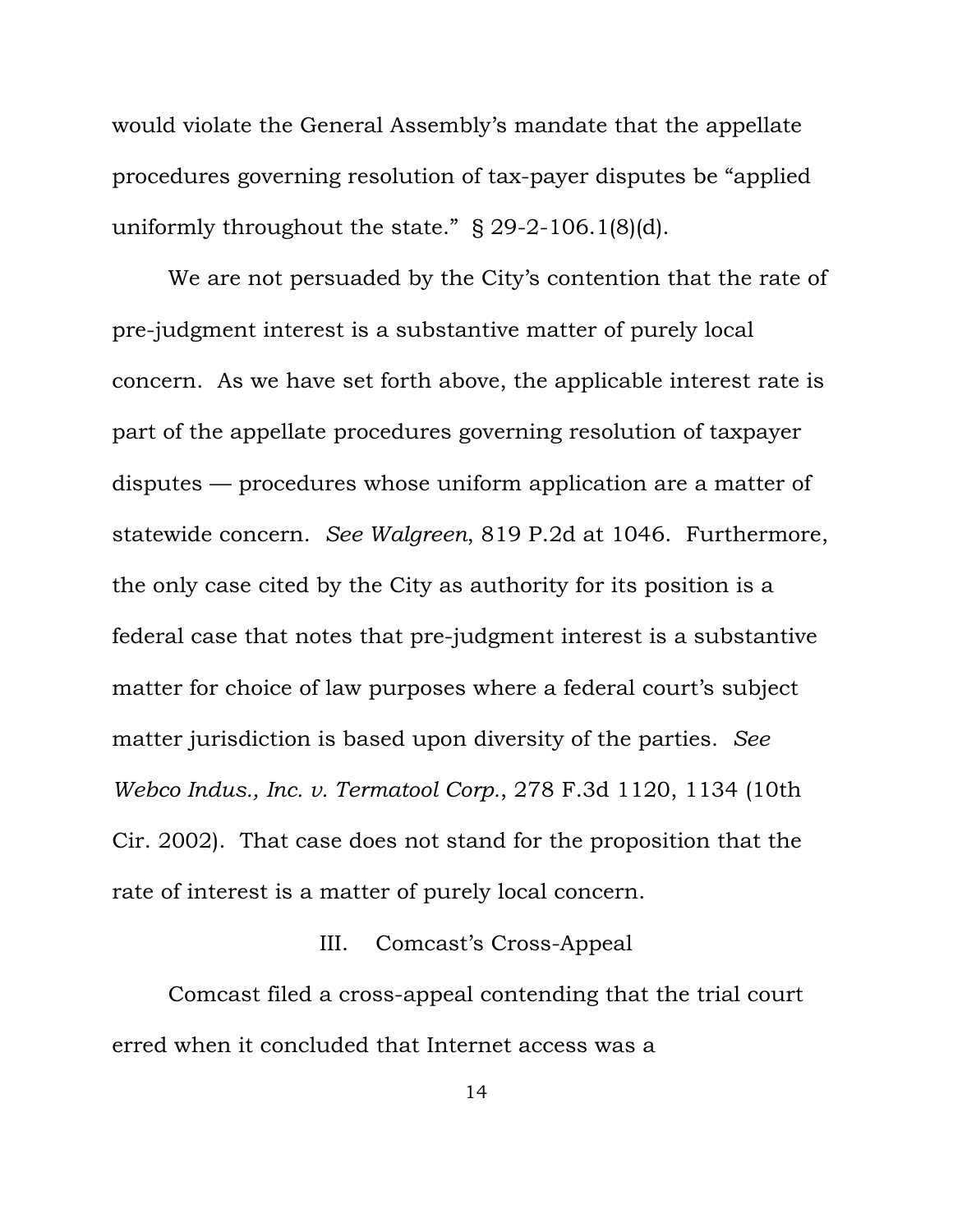would violate the General Assembly's mandate that the appellate procedures governing resolution of tax-payer disputes be "applied uniformly throughout the state." § 29-2-106.1(8)(d).

We are not persuaded by the City's contention that the rate of pre-judgment interest is a substantive matter of purely local concern. As we have set forth above, the applicable interest rate is part of the appellate procedures governing resolution of taxpayer disputes — procedures whose uniform application are a matter of statewide concern. *See Walgreen*, 819 P.2d at 1046. Furthermore, the only case cited by the City as authority for its position is a federal case that notes that pre-judgment interest is a substantive matter for choice of law purposes where a federal court's subject matter jurisdiction is based upon diversity of the parties. *See Webco Indus., Inc. v. Termatool Corp.*, 278 F.3d 1120, 1134 (10th Cir. 2002). That case does not stand for the proposition that the rate of interest is a matter of purely local concern.

## III. Comcast's Cross-Appeal

Comcast filed a cross-appeal contending that the trial court erred when it concluded that Internet access was a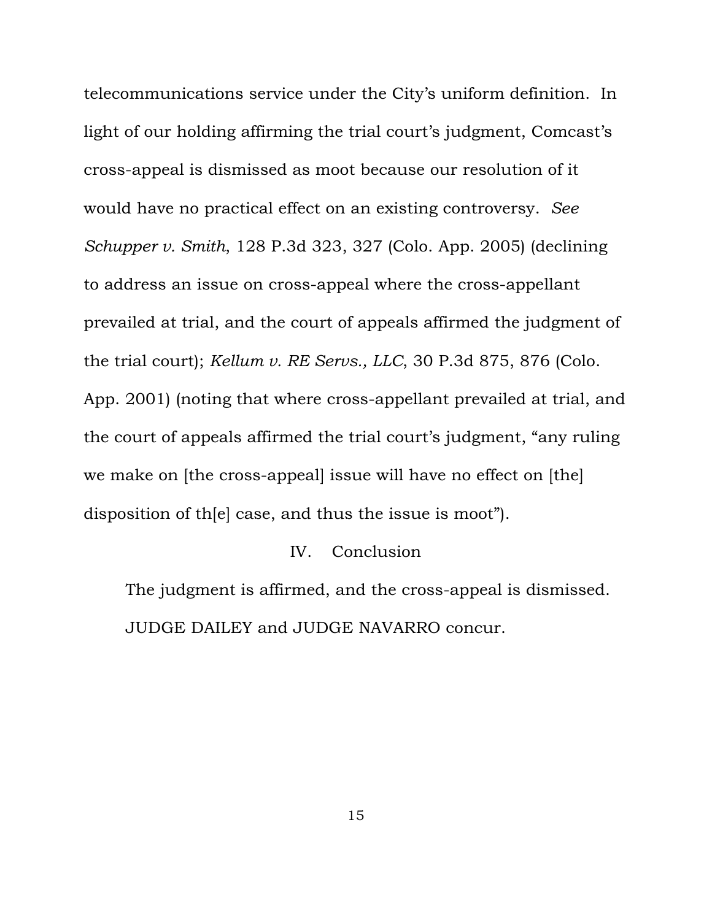telecommunications service under the City's uniform definition. In light of our holding affirming the trial court's judgment, Comcast's cross-appeal is dismissed as moot because our resolution of it would have no practical effect on an existing controversy. *See Schupper v. Smith*, 128 P.3d 323, 327 (Colo. App. 2005) (declining to address an issue on cross-appeal where the cross-appellant prevailed at trial, and the court of appeals affirmed the judgment of the trial court); *Kellum v. RE Servs., LLC*, 30 P.3d 875, 876 (Colo. App. 2001) (noting that where cross-appellant prevailed at trial, and the court of appeals affirmed the trial court's judgment, "any ruling we make on [the cross-appeal] issue will have no effect on [the] disposition of th[e] case, and thus the issue is moot").

## IV. Conclusion

The judgment is affirmed, and the cross-appeal is dismissed.

JUDGE DAILEY and JUDGE NAVARRO concur.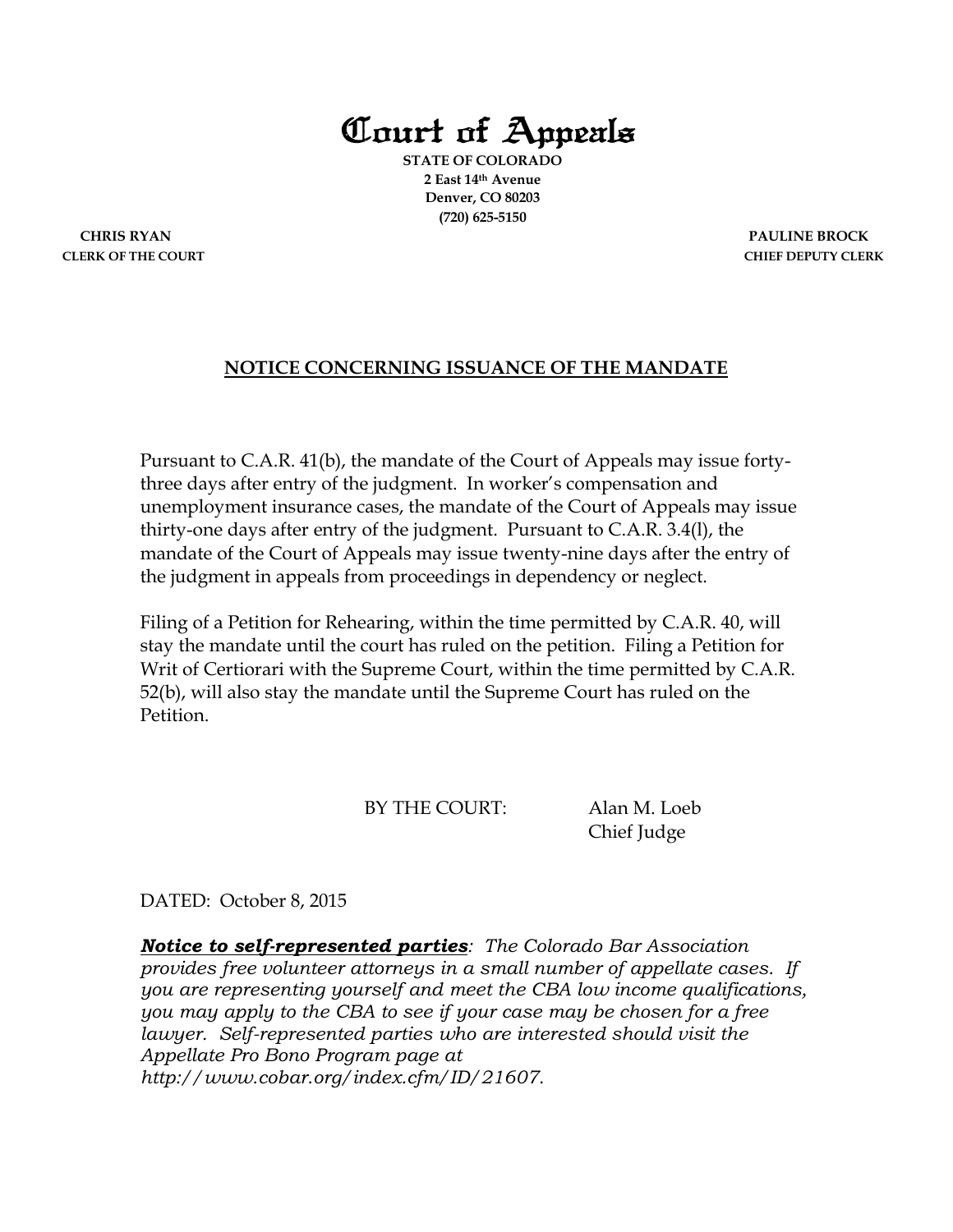# Court of Appeals

**STATE OF COLORADO**
**2 East 14th Avenue**
**Denver, CO 80203**
**(720) 625-5150**

**CHRIS RYAN**
**CLERK OF THE COURT**

**PAULINE BROCK**
**CHIEF DEPUTY CLERK**

## NOTICE CONCERNING ISSUANCE OF THE MANDATE

Pursuant to C.A.R. 41(b), the mandate of the Court of Appeals may issue forty-three days after entry of the judgment. In worker's compensation and unemployment insurance cases, the mandate of the Court of Appeals may issue thirty-one days after entry of the judgment. Pursuant to C.A.R. 3.4(l), the mandate of the Court of Appeals may issue twenty-nine days after the entry of the judgment in appeals from proceedings in dependency or neglect.

Filing of a Petition for Rehearing, within the time permitted by C.A.R. 40, will stay the mandate until the court has ruled on the petition. Filing a Petition for Writ of Certiorari with the Supreme Court, within the time permitted by C.A.R. 52(b), will also stay the mandate until the Supreme Court has ruled on the Petition.

BY THE COURT: Alan M. Loeb
Chief Judge

DATED: October 8, 2015

***Notice to self-represented parties****: The Colorado Bar Association provides free volunteer attorneys in a small number of appellate cases. If you are representing yourself and meet the CBA low income qualifications, you may apply to the CBA to see if your case may be chosen for a free lawyer. Self-represented parties who are interested should visit the Appellate Pro Bono Program page at http://www.cobar.org/index.cfm/ID/21607.*